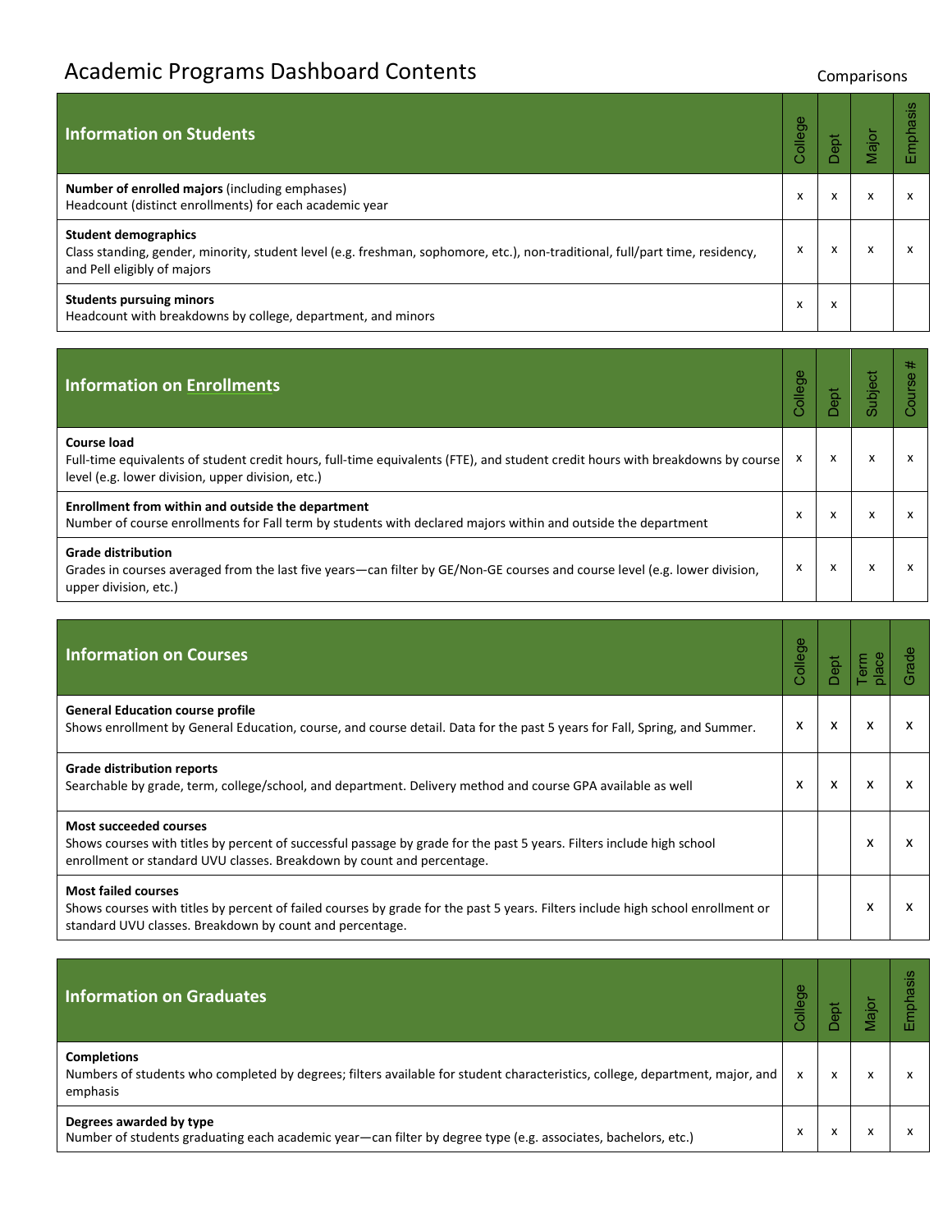# Academic Programs Dashboard Contents

Comparisons

| Information on Students | College | Dept | Major | Emphasis |
|---|---|---|---|---|
| **Number of enrolled majors** (including emphases)<br>Headcount (distinct enrollments) for each academic year | x | x | x | x |
| **Student demographics**<br>Class standing, gender, minority, student level (e.g. freshman, sophomore, etc.), non-traditional, full/part time, residency, and Pell eligibly of majors | x | x | x | x |
| **Students pursuing minors**<br>Headcount with breakdowns by college, department, and minors | x | x | | |

| Information on Enrollments | College | Dept | Subject | Course # |
|---|---|---|---|---|
| **Course load**<br>Full-time equivalents of student credit hours, full-time equivalents (FTE), and student credit hours with breakdowns by course level (e.g. lower division, upper division, etc.) | x | x | x | x |
| **Enrollment from within and outside the department**<br>Number of course enrollments for Fall term by students with declared majors within and outside the department | x | x | x | x |
| **Grade distribution**<br>Grades in courses averaged from the last five years—can filter by GE/Non-GE courses and course level (e.g. lower division, upper division, etc.) | x | x | x | x |

| Information on Courses | College | Dept | Term place | Grade |
|---|---|---|---|---|
| **General Education course profile**<br>Shows enrollment by General Education, course, and course detail. Data for the past 5 years for Fall, Spring, and Summer. | x | x | x | x |
| **Grade distribution reports**<br>Searchable by grade, term, college/school, and department. Delivery method and course GPA available as well | x | x | x | x |
| **Most succeeded courses**<br>Shows courses with titles by percent of successful passage by grade for the past 5 years. Filters include high school enrollment or standard UVU classes. Breakdown by count and percentage. | | | x | x |
| **Most failed courses**<br>Shows courses with titles by percent of failed courses by grade for the past 5 years. Filters include high school enrollment or standard UVU classes. Breakdown by count and percentage. | | | x | x |

| Information on Graduates | College | Dept | Major | Emphasis |
|---|---|---|---|---|
| **Completions**<br>Numbers of students who completed by degrees; filters available for student characteristics, college, department, major, and emphasis | x | x | x | x |
| **Degrees awarded by type**<br>Number of students graduating each academic year—can filter by degree type (e.g. associates, bachelors, etc.) | x | x | x | x |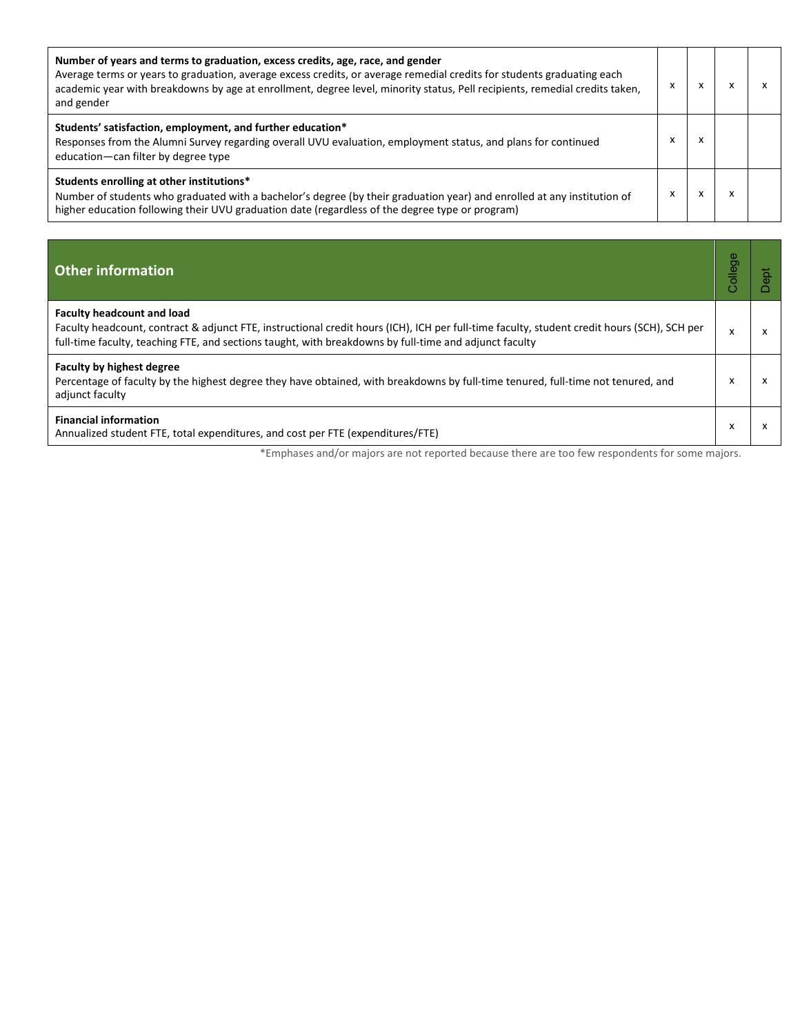| | | | | |
|---|---|---|---|---|
| **Number of years and terms to graduation, excess credits, age, race, and gender**<br>Average terms or years to graduation, average excess credits, or average remedial credits for students graduating each academic year with breakdowns by age at enrollment, degree level, minority status, Pell recipients, remedial credits taken, and gender | x | x | x | x |
| **Students' satisfaction, employment, and further education***<br>Responses from the Alumni Survey regarding overall UVU evaluation, employment status, and plans for continued education—can filter by degree type | x | x | | |
| **Students enrolling at other institutions***<br>Number of students who graduated with a bachelor's degree (by their graduation year) and enrolled at any institution of higher education following their UVU graduation date (regardless of the degree type or program) | x | x | x | |

| Other information | College | Dept |
|---|---|---|
| **Faculty headcount and load**<br>Faculty headcount, contract & adjunct FTE, instructional credit hours (ICH), ICH per full-time faculty, student credit hours (SCH), SCH per full-time faculty, teaching FTE, and sections taught, with breakdowns by full-time and adjunct faculty | x | x |
| **Faculty by highest degree**<br>Percentage of faculty by the highest degree they have obtained, with breakdowns by full-time tenured, full-time not tenured, and adjunct faculty | x | x |
| **Financial information**<br>Annualized student FTE, total expenditures, and cost per FTE (expenditures/FTE) | x | x |

*Emphases and/or majors are not reported because there are too few respondents for some majors.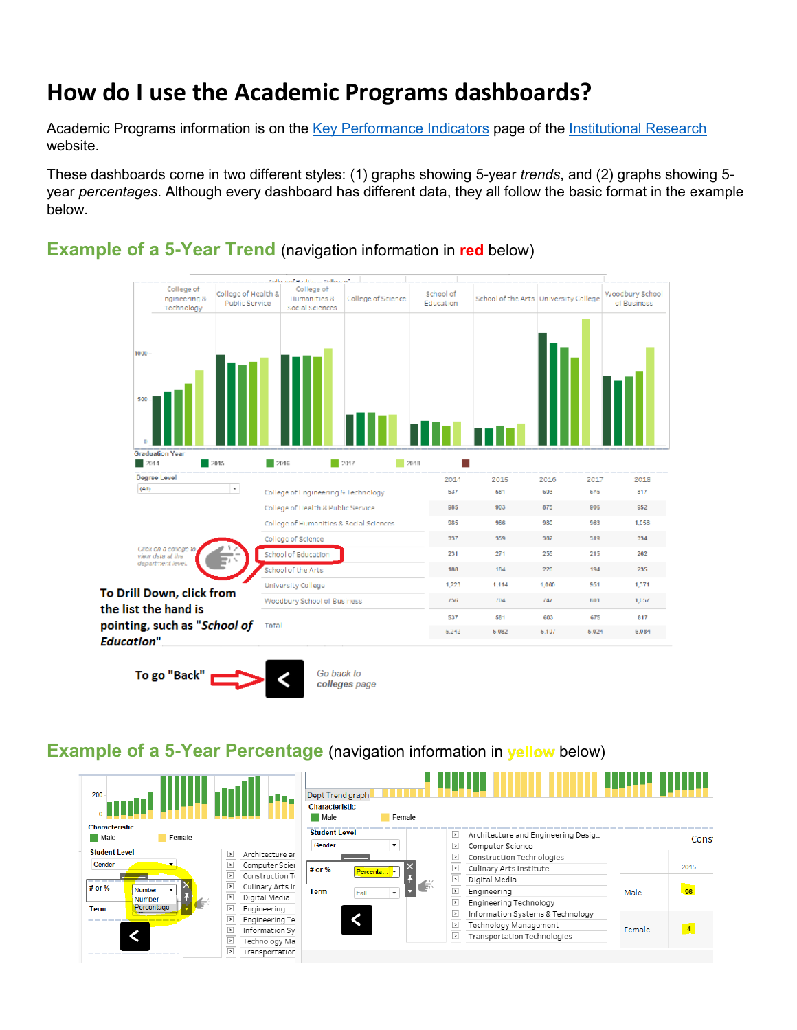# How do I use the Academic Programs dashboards?

Academic Programs information is on the Key Performance Indicators page of the Institutional Research website.

These dashboards come in two different styles: (1) graphs showing 5-year *trends*, and (2) graphs showing 5-year *percentages*. Although every dashboard has different data, they all follow the basic format in the example below.

## Example of a 5-Year Trend (navigation information in red below)

College of Engineering & Technology
College of Health & Public Service
College of Humanities & Social Sciences
College of Science
School of Education
School of the Arts
University College
Woodbury School of Business

1000
500
0

Graduation Year
2014
2015
2016
2017
2018

Degree Level
(All)

| | 2014 | 2015 | 2016 | 2017 | 2018 |
|---|---|---|---|---|---|
| College of Engineering & Technology | 537 | 581 | 603 | 675 | 817 |
| College of Health & Public Service | 885 | 903 | 875 | 906 | 952 |
| College of Humanities & Social Sciences | 985 | 966 | 930 | 983 | 1,058 |
| College of Science | 337 | 359 | 387 | 319 | 334 |
| School of Education | 231 | 271 | 255 | 215 | 262 |
| School of the Arts | 180 | 184 | 220 | 194 | 235 |
| University College | 1,223 | 1,114 | 1,000 | 951 | 1,171 |
| Woodbury School of Business | 756 | 704 | 747 | 801 | 1,057 |
| Total | 537 | 581 | 603 | 675 | 817 |
| | 5,242 | 5,082 | 5,107 | 5,024 | 6,084 |

Click on a college to view data at the department level.

**To Drill Down, click from the list the hand is pointing, such as "*School of Education*"**

**To go "Back"**

Go back to colleges page

## Example of a 5-Year Percentage (navigation information in yellow below)

200
0

Characteristic
Male
Female

Student Level
Gender

# or %
Number
Number
Percentage

Term

Architecture an
Computer Scie
Construction T
Culinary Arts In
Digital Media
Engineering
Engineering Te
Information Sy
Technology Ma
Transportation

Dept Trend graph

Characteristic
Male
Female

Student Level
Gender

# or %
Percenta...

Term
Fall

Architecture and Engineering Desig..
Computer Science
Construction Technologies
Culinary Arts Institute
Digital Media
Engineering
Engineering Technology
Information Systems & Technology
Technology Management
Transportation Technologies

Cons
2015
Male 96
Female 4